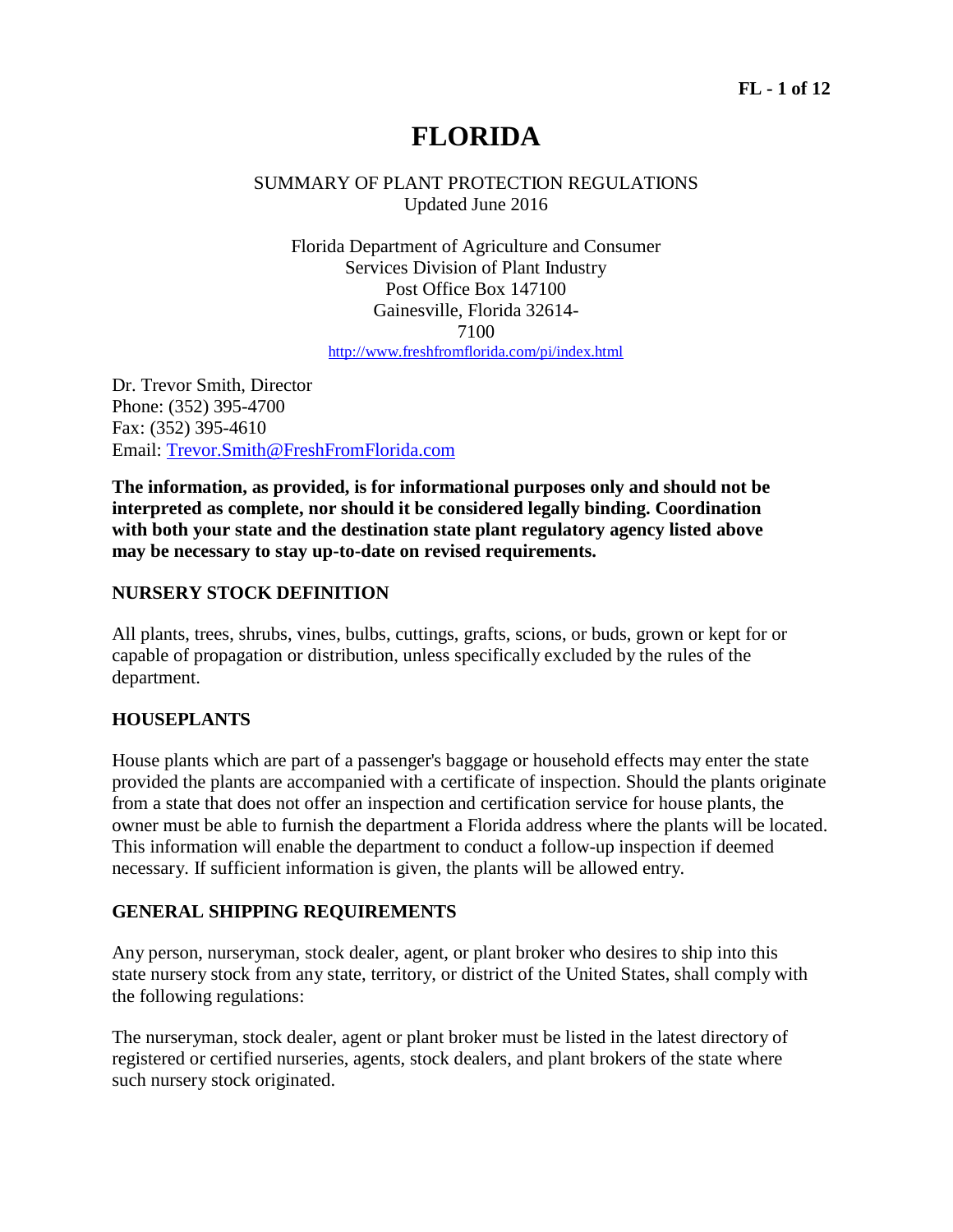# FLORIDA

SUMMARY OF PLANT PROTECTION REGULATIONS
Updated June 2016

Florida Department of Agriculture and Consumer Services Division of Plant Industry
Post Office Box 147100
Gainesville, Florida 32614-7100
http://www.freshfromflorida.com/pi/index.html

Dr. Trevor Smith, Director
Phone: (352) 395-4700
Fax: (352) 395-4610
Email: Trevor.Smith@FreshFromFlorida.com

**The information, as provided, is for informational purposes only and should not be interpreted as complete, nor should it be considered legally binding. Coordination with both your state and the destination state plant regulatory agency listed above may be necessary to stay up-to-date on revised requirements.**

## NURSERY STOCK DEFINITION

All plants, trees, shrubs, vines, bulbs, cuttings, grafts, scions, or buds, grown or kept for or capable of propagation or distribution, unless specifically excluded by the rules of the department.

## HOUSEPLANTS

House plants which are part of a passenger's baggage or household effects may enter the state provided the plants are accompanied with a certificate of inspection. Should the plants originate from a state that does not offer an inspection and certification service for house plants, the owner must be able to furnish the department a Florida address where the plants will be located. This information will enable the department to conduct a follow-up inspection if deemed necessary. If sufficient information is given, the plants will be allowed entry.

## GENERAL SHIPPING REQUIREMENTS

Any person, nurseryman, stock dealer, agent, or plant broker who desires to ship into this state nursery stock from any state, territory, or district of the United States, shall comply with the following regulations:

The nurseryman, stock dealer, agent or plant broker must be listed in the latest directory of registered or certified nurseries, agents, stock dealers, and plant brokers of the state where such nursery stock originated.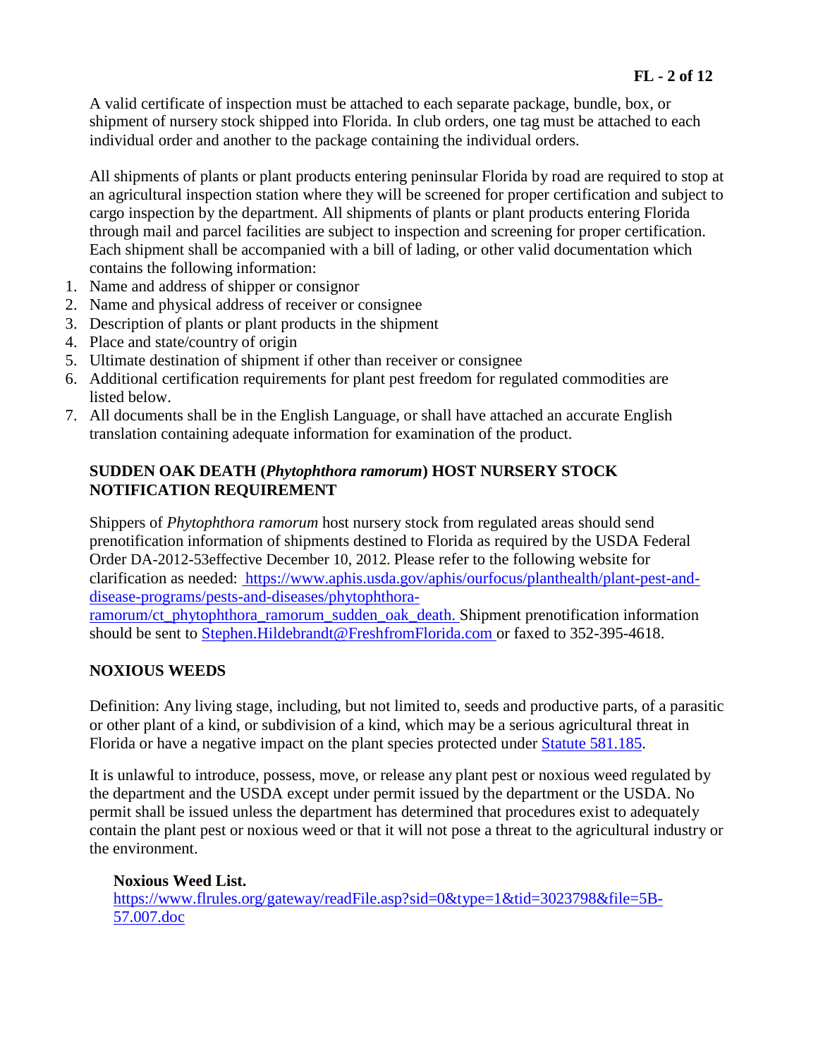A valid certificate of inspection must be attached to each separate package, bundle, box, or shipment of nursery stock shipped into Florida. In club orders, one tag must be attached to each individual order and another to the package containing the individual orders.

All shipments of plants or plant products entering peninsular Florida by road are required to stop at an agricultural inspection station where they will be screened for proper certification and subject to cargo inspection by the department. All shipments of plants or plant products entering Florida through mail and parcel facilities are subject to inspection and screening for proper certification. Each shipment shall be accompanied with a bill of lading, or other valid documentation which contains the following information:

1. Name and address of shipper or consignor
2. Name and physical address of receiver or consignee
3. Description of plants or plant products in the shipment
4. Place and state/country of origin
5. Ultimate destination of shipment if other than receiver or consignee
6. Additional certification requirements for plant pest freedom for regulated commodities are listed below.
7. All documents shall be in the English Language, or shall have attached an accurate English translation containing adequate information for examination of the product.

## SUDDEN OAK DEATH (*Phytophthora ramorum*) HOST NURSERY STOCK NOTIFICATION REQUIREMENT

Shippers of *Phytophthora ramorum* host nursery stock from regulated areas should send prenotification information of shipments destined to Florida as required by the USDA Federal Order DA-2012-53effective December 10, 2012. Please refer to the following website for clarification as needed: https://www.aphis.usda.gov/aphis/ourfocus/planthealth/plant-pest-and-disease-programs/pests-and-diseases/phytophthora-ramorum/ct_phytophthora_ramorum_sudden_oak_death. Shipment prenotification information should be sent to Stephen.Hildebrandt@FreshfromFlorida.com or faxed to 352-395-4618.

## NOXIOUS WEEDS

Definition: Any living stage, including, but not limited to, seeds and productive parts, of a parasitic or other plant of a kind, or subdivision of a kind, which may be a serious agricultural threat in Florida or have a negative impact on the plant species protected under Statute 581.185.

It is unlawful to introduce, possess, move, or release any plant pest or noxious weed regulated by the department and the USDA except under permit issued by the department or the USDA. No permit shall be issued unless the department has determined that procedures exist to adequately contain the plant pest or noxious weed or that it will not pose a threat to the agricultural industry or the environment.

**Noxious Weed List.**
https://www.flrules.org/gateway/readFile.asp?sid=0&type=1&tid=3023798&file=5B-57.007.doc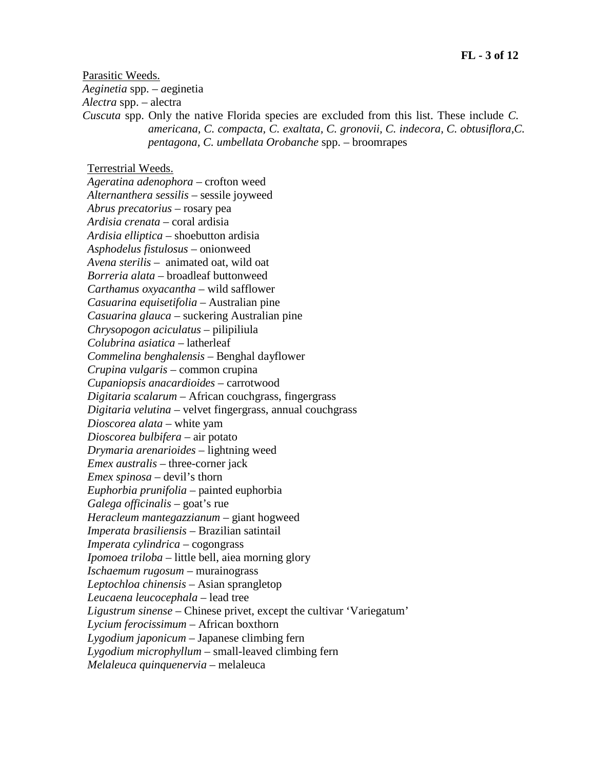Parasitic Weeds.

*Aeginetia* spp. – *a*eginetia

*Alectra* spp. – alectra

*Cuscuta* spp. Only the native Florida species are excluded from this list. These include *C. americana, C. compacta, C. exaltata, C. gronovii, C. indecora, C. obtusiflora,C. pentagona, C. umbellata Orobanche* spp. – broomrapes

Terrestrial Weeds.

*Ageratina adenophora* – crofton weed

*Alternanthera sessilis* – sessile joyweed

*Abrus precatorius* – rosary pea

*Ardisia crenata* – coral ardisia

*Ardisia elliptica* – shoebutton ardisia

*Asphodelus fistulosus* – onionweed

*Avena sterilis* – animated oat, wild oat

*Borreria alata* – broadleaf buttonweed

*Carthamus oxyacantha* – wild safflower

*Casuarina equisetifolia* – Australian pine

*Casuarina glauca* – suckering Australian pine

*Chrysopogon aciculatus* – pilipiliula

*Colubrina asiatica* – latherleaf

*Commelina benghalensis* – Benghal dayflower

*Crupina vulgaris* – common crupina

*Cupaniopsis anacardioides* – carrotwood

*Digitaria scalarum* – African couchgrass, fingergrass

*Digitaria velutina* – velvet fingergrass, annual couchgrass

*Dioscorea alata* – white yam

*Dioscorea bulbifera* – air potato

*Drymaria arenarioides* – lightning weed

*Emex australis* – three-corner jack

*Emex spinosa* – devil's thorn

*Euphorbia prunifolia* – painted euphorbia

*Galega officinalis* – goat's rue

*Heracleum mantegazzianum* – giant hogweed

*Imperata brasiliensis* – Brazilian satintail

*Imperata cylindrica* – cogongrass

*Ipomoea triloba* – little bell, aiea morning glory

*Ischaemum rugosum* – murainograss

*Leptochloa chinensis* – Asian sprangletop

*Leucaena leucocephala* – lead tree

*Ligustrum sinense* – Chinese privet, except the cultivar 'Variegatum'

*Lycium ferocissimum* – African boxthorn

*Lygodium japonicum* – Japanese climbing fern

*Lygodium microphyllum* – small-leaved climbing fern

*Melaleuca quinquenervia* – melaleuca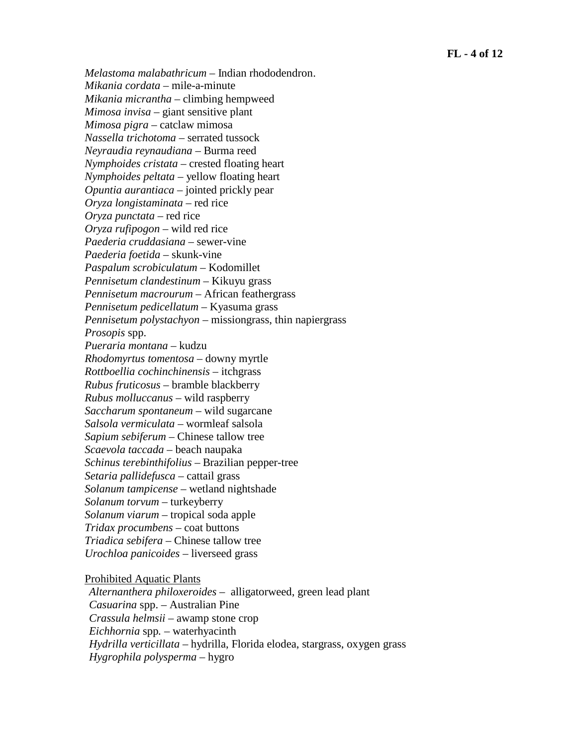*Melastoma malabathricum* – Indian rhododendron.
*Mikania cordata* – mile-a-minute
*Mikania micrantha* – climbing hempweed
*Mimosa invisa* – giant sensitive plant
*Mimosa pigra* – catclaw mimosa
*Nassella trichotoma* – serrated tussock
*Neyraudia reynaudiana* – Burma reed
*Nymphoides cristata* – crested floating heart
*Nymphoides peltata* – yellow floating heart
*Opuntia aurantiaca* – jointed prickly pear
*Oryza longistaminata* – red rice
*Oryza punctata* – red rice
*Oryza rufipogon* – wild red rice
*Paederia cruddasiana* – sewer-vine
*Paederia foetida* – skunk-vine
*Paspalum scrobiculatum* – Kodomillet
*Pennisetum clandestinum* – Kikuyu grass
*Pennisetum macrourum* – African feathergrass
*Pennisetum pedicellatum* – Kyasuma grass
*Pennisetum polystachyon* – missiongrass, thin napiergrass
*Prosopis* spp.
*Pueraria montana* – kudzu
*Rhodomyrtus tomentosa* – downy myrtle
*Rottboellia cochinchinensis* – itchgrass
*Rubus fruticosus* – bramble blackberry
*Rubus molluccanus* – wild raspberry
*Saccharum spontaneum* – wild sugarcane
*Salsola vermiculata* – wormleaf salsola
*Sapium sebiferum* – Chinese tallow tree
*Scaevola taccada* – beach naupaka
*Schinus terebinthifolius* – Brazilian pepper-tree
*Setaria pallidefusca* – cattail grass
*Solanum tampicense* – wetland nightshade
*Solanum torvum* – turkeyberry
*Solanum viarum* – tropical soda apple
*Tridax procumbens* – coat buttons
*Triadica sebifera* – Chinese tallow tree
*Urochloa panicoides* – liverseed grass

<u>Prohibited Aquatic Plants</u>

*Alternanthera philoxeroides* – alligatorweed, green lead plant
*Casuarina* spp. – Australian Pine
*Crassula helmsii* – awamp stone crop
*Eichhornia* spp. – waterhyacinth
*Hydrilla verticillata* – hydrilla, Florida elodea, stargrass, oxygen grass
*Hygrophila polysperma* – hygro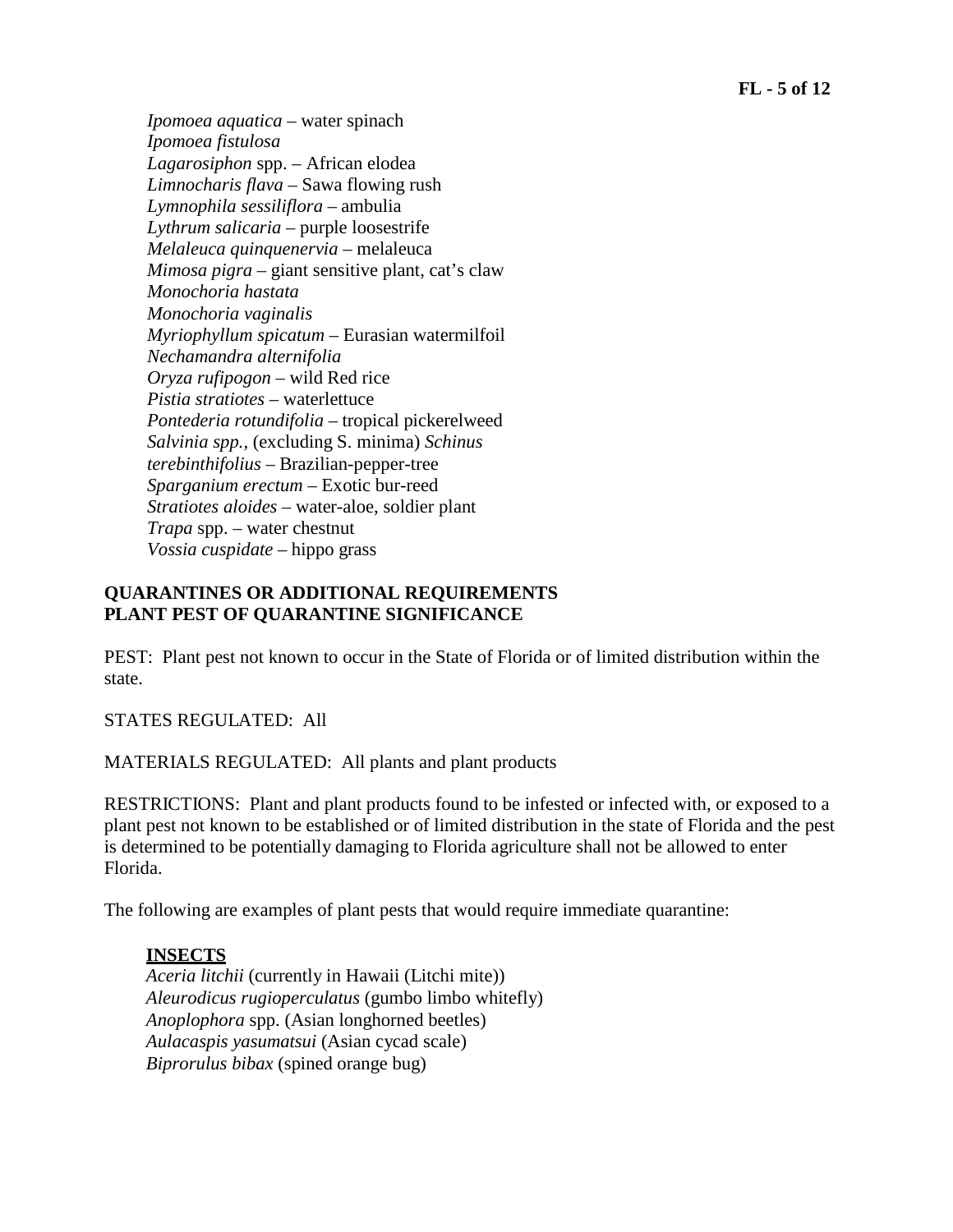*Ipomoea aquatica* – water spinach
*Ipomoea fistulosa*
*Lagarosiphon* spp. – African elodea
*Limnocharis flava* – Sawa flowing rush
*Lymnophila sessiliflora* – ambulia
*Lythrum salicaria* – purple loosestrife
*Melaleuca quinquenervia* – melaleuca
*Mimosa pigra* – giant sensitive plant, cat's claw
*Monochoria hastata*
*Monochoria vaginalis*
*Myriophyllum spicatum* – Eurasian watermilfoil
*Nechamandra alternifolia*
*Oryza rufipogon* – wild Red rice
*Pistia stratiotes* – waterlettuce
*Pontederia rotundifolia* – tropical pickerelweed
*Salvinia spp.*, (excluding S. minima) *Schinus terebinthifolius* – Brazilian-pepper-tree
*Sparganium erectum* – Exotic bur-reed
*Stratiotes aloides* – water-aloe, soldier plant
*Trapa* spp. – water chestnut
*Vossia cuspidate* – hippo grass

**QUARANTINES OR ADDITIONAL REQUIREMENTS**
**PLANT PEST OF QUARANTINE SIGNIFICANCE**

PEST: Plant pest not known to occur in the State of Florida or of limited distribution within the state.

STATES REGULATED: All

MATERIALS REGULATED: All plants and plant products

RESTRICTIONS: Plant and plant products found to be infested or infected with, or exposed to a plant pest not known to be established or of limited distribution in the state of Florida and the pest is determined to be potentially damaging to Florida agriculture shall not be allowed to enter Florida.

The following are examples of plant pests that would require immediate quarantine:

**INSECTS**

*Aceria litchii* (currently in Hawaii (Litchi mite))
*Aleurodicus rugioperculatus* (gumbo limbo whitefly)
*Anoplophora* spp. (Asian longhorned beetles)
*Aulacaspis yasumatsui* (Asian cycad scale)
*Biprorulus bibax* (spined orange bug)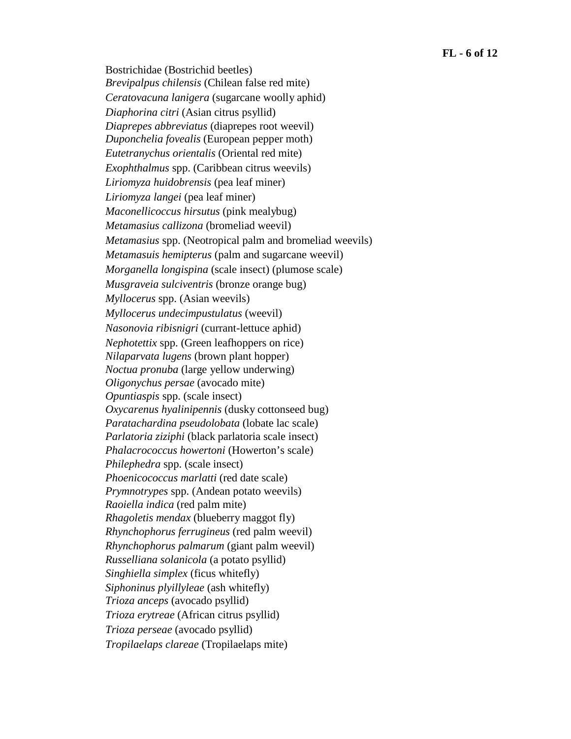Bostrichidae (Bostrichid beetles)
*Brevipalpus chilensis* (Chilean false red mite)
*Ceratovacuna lanigera* (sugarcane woolly aphid)
*Diaphorina citri* (Asian citrus psyllid)
*Diaprepes abbreviatus* (diaprepes root weevil)
*Duponchelia fovealis* (European pepper moth)
*Eutetranychus orientalis* (Oriental red mite)
*Exophthalmus* spp. (Caribbean citrus weevils)
*Liriomyza huidobrensis* (pea leaf miner)
*Liriomyza langei* (pea leaf miner)
*Maconellicoccus hirsutus* (pink mealybug)
*Metamasius callizona* (bromeliad weevil)
*Metamasius* spp. (Neotropical palm and bromeliad weevils)
*Metamasuis hemipterus* (palm and sugarcane weevil)
*Morganella longispina* (scale insect) (plumose scale)
*Musgraveia sulciventris* (bronze orange bug)
*Myllocerus* spp. (Asian weevils)
*Myllocerus undecimpustulatus* (weevil)
*Nasonovia ribisnigri* (currant-lettuce aphid)
*Nephotettix* spp. (Green leafhoppers on rice)
*Nilaparvata lugens* (brown plant hopper)
*Noctua pronuba* (large yellow underwing)
*Oligonychus persae* (avocado mite)
*Opuntiaspis* spp. (scale insect)
*Oxycarenus hyalinipennis* (dusky cottonseed bug)
*Paratachardina pseudolobata* (lobate lac scale)
*Parlatoria ziziphi* (black parlatoria scale insect)
*Phalacrococcus howertoni* (Howerton's scale)
*Philephedra* spp. (scale insect)
*Phoenicococcus marlatti* (red date scale)
*Prymnotrypes* spp. (Andean potato weevils)
*Raoiella indica* (red palm mite)
*Rhagoletis mendax* (blueberry maggot fly)
*Rhynchophorus ferrugineus* (red palm weevil)
*Rhynchophorus palmarum* (giant palm weevil)
*Russelliana solanicola* (a potato psyllid)
*Singhiella simplex* (ficus whitefly)
*Siphoninus plyillyleae* (ash whitefly)
*Trioza anceps* (avocado psyllid)
*Trioza erytreae* (African citrus psyllid)
*Trioza perseae* (avocado psyllid)
*Tropilaelaps clareae* (Tropilaelaps mite)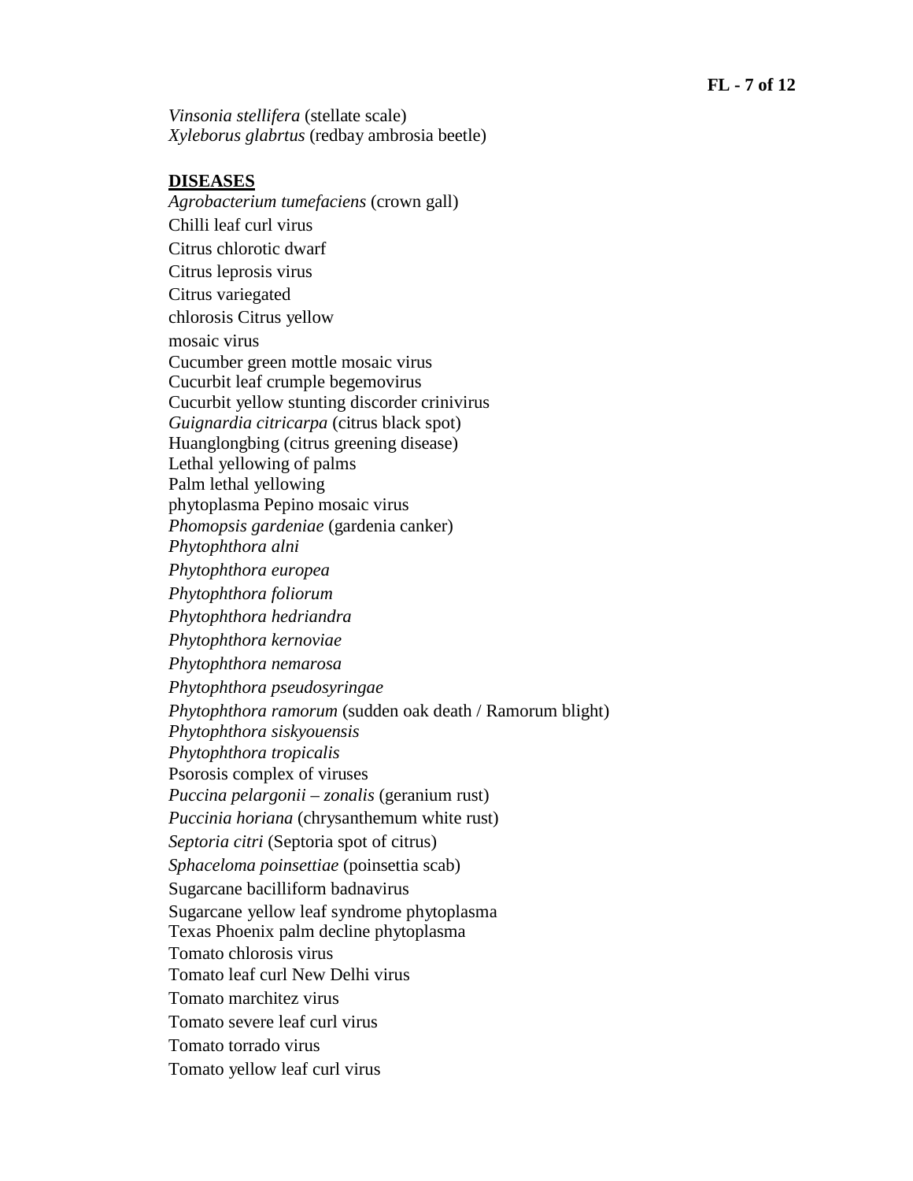*Vinsonia stellifera* (stellate scale)
*Xyleborus glabrtus* (redbay ambrosia beetle)

**DISEASES**

*Agrobacterium tumefaciens* (crown gall)
Chilli leaf curl virus
Citrus chlorotic dwarf
Citrus leprosis virus
Citrus variegated
chlorosis Citrus yellow
mosaic virus
Cucumber green mottle mosaic virus
Cucurbit leaf crumple begemovirus
Cucurbit yellow stunting discorder crinivirus
*Guignardia citricarpa* (citrus black spot)
Huanglongbing (citrus greening disease)
Lethal yellowing of palms
Palm lethal yellowing
phytoplasma Pepino mosaic virus
*Phomopsis gardeniae* (gardenia canker)
*Phytophthora alni*
*Phytophthora europea*
*Phytophthora foliorum*
*Phytophthora hedriandra*
*Phytophthora kernoviae*
*Phytophthora nemarosa*
*Phytophthora pseudosyringae*
*Phytophthora ramorum* (sudden oak death / Ramorum blight)
*Phytophthora siskyouensis*
*Phytophthora tropicalis*
Psorosis complex of viruses
*Puccina pelargonii – zonalis* (geranium rust)
*Puccinia horiana* (chrysanthemum white rust)
*Septoria citri* (Septoria spot of citrus)
*Sphaceloma poinsettiae* (poinsettia scab)
Sugarcane bacilliform badnavirus
Sugarcane yellow leaf syndrome phytoplasma
Texas Phoenix palm decline phytoplasma
Tomato chlorosis virus
Tomato leaf curl New Delhi virus
Tomato marchitez virus
Tomato severe leaf curl virus
Tomato torrado virus
Tomato yellow leaf curl virus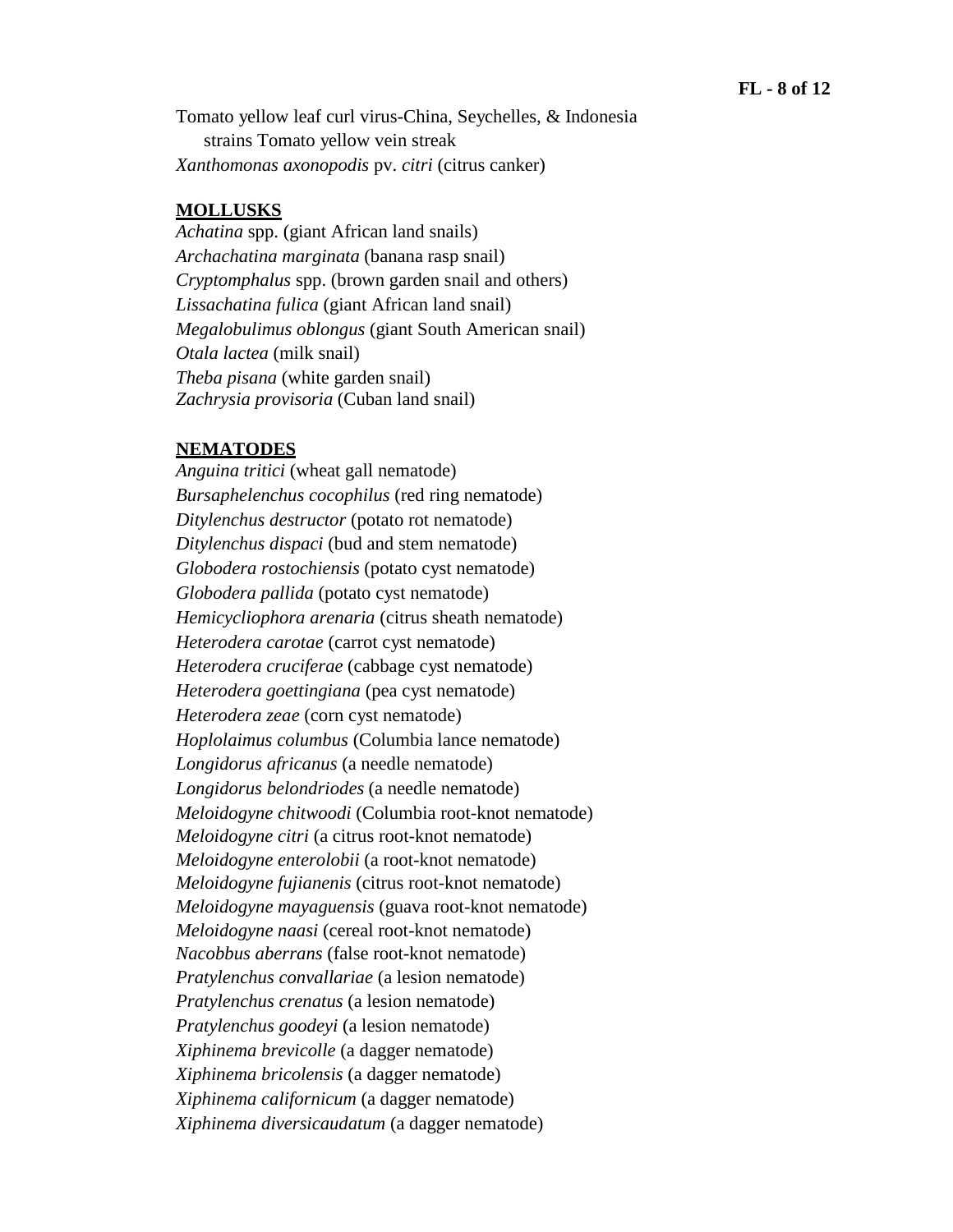Tomato yellow leaf curl virus-China, Seychelles, & Indonesia strains Tomato yellow vein streak
*Xanthomonas axonopodis* pv. *citri* (citrus canker)

**MOLLUSKS**

*Achatina* spp. (giant African land snails)
*Archachatina marginata* (banana rasp snail)
*Cryptomphalus* spp. (brown garden snail and others)
*Lissachatina fulica* (giant African land snail)
*Megalobulimus oblongus* (giant South American snail)
*Otala lactea* (milk snail)
*Theba pisana* (white garden snail)
*Zachrysia provisoria* (Cuban land snail)

**NEMATODES**

*Anguina tritici* (wheat gall nematode)
*Bursaphelenchus cocophilus* (red ring nematode)
*Ditylenchus destructor* (potato rot nematode)
*Ditylenchus dispaci* (bud and stem nematode)
*Globodera rostochiensis* (potato cyst nematode)
*Globodera pallida* (potato cyst nematode)
*Hemicycliophora arenaria* (citrus sheath nematode)
*Heterodera carotae* (carrot cyst nematode)
*Heterodera cruciferae* (cabbage cyst nematode)
*Heterodera goettingiana* (pea cyst nematode)
*Heterodera zeae* (corn cyst nematode)
*Hoplolaimus columbus* (Columbia lance nematode)
*Longidorus africanus* (a needle nematode)
*Longidorus belondriodes* (a needle nematode)
*Meloidogyne chitwoodi* (Columbia root-knot nematode)
*Meloidogyne citri* (a citrus root-knot nematode)
*Meloidogyne enterolobii* (a root-knot nematode)
*Meloidogyne fujianenis* (citrus root-knot nematode)
*Meloidogyne mayaguensis* (guava root-knot nematode)
*Meloidogyne naasi* (cereal root-knot nematode)
*Nacobbus aberrans* (false root-knot nematode)
*Pratylenchus convallariae* (a lesion nematode)
*Pratylenchus crenatus* (a lesion nematode)
*Pratylenchus goodeyi* (a lesion nematode)
*Xiphinema brevicolle* (a dagger nematode)
*Xiphinema bricolensis* (a dagger nematode)
*Xiphinema californicum* (a dagger nematode)
*Xiphinema diversicaudatum* (a dagger nematode)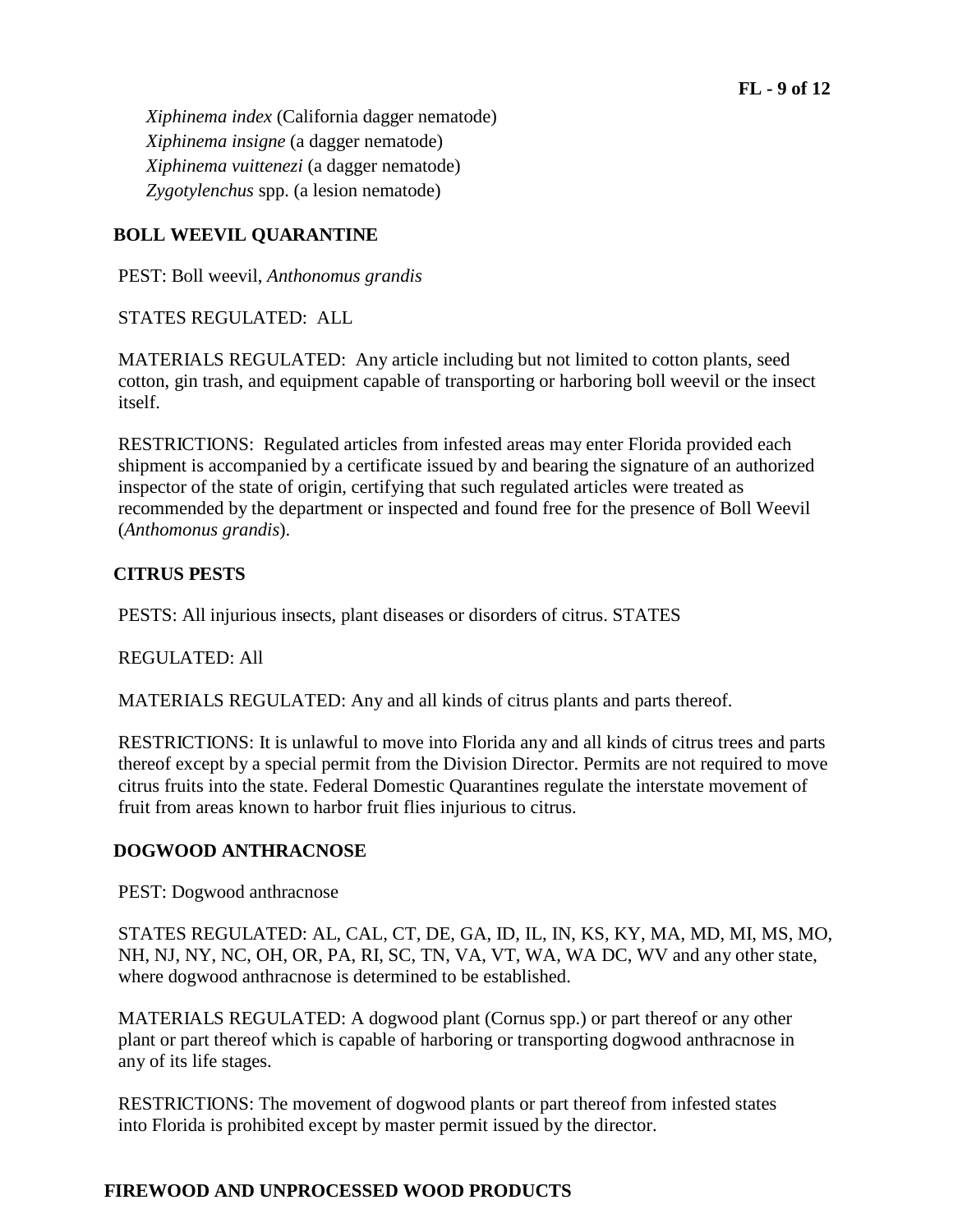*Xiphinema index* (California dagger nematode)
*Xiphinema insigne* (a dagger nematode)
*Xiphinema vuittenezi* (a dagger nematode)
*Zygotylenchus* spp. (a lesion nematode)

**BOLL WEEVIL QUARANTINE**

PEST: Boll weevil, *Anthonomus grandis*

STATES REGULATED: ALL

MATERIALS REGULATED: Any article including but not limited to cotton plants, seed cotton, gin trash, and equipment capable of transporting or harboring boll weevil or the insect itself.

RESTRICTIONS: Regulated articles from infested areas may enter Florida provided each shipment is accompanied by a certificate issued by and bearing the signature of an authorized inspector of the state of origin, certifying that such regulated articles were treated as recommended by the department or inspected and found free for the presence of Boll Weevil (*Anthomonus grandis*).

**CITRUS PESTS**

PESTS: All injurious insects, plant diseases or disorders of citrus. STATES

REGULATED: All

MATERIALS REGULATED: Any and all kinds of citrus plants and parts thereof.

RESTRICTIONS: It is unlawful to move into Florida any and all kinds of citrus trees and parts thereof except by a special permit from the Division Director. Permits are not required to move citrus fruits into the state. Federal Domestic Quarantines regulate the interstate movement of fruit from areas known to harbor fruit flies injurious to citrus.

**DOGWOOD ANTHRACNOSE**

PEST: Dogwood anthracnose

STATES REGULATED: AL, CAL, CT, DE, GA, ID, IL, IN, KS, KY, MA, MD, MI, MS, MO, NH, NJ, NY, NC, OH, OR, PA, RI, SC, TN, VA, VT, WA, WA DC, WV and any other state, where dogwood anthracnose is determined to be established.

MATERIALS REGULATED: A dogwood plant (Cornus spp.) or part thereof or any other plant or part thereof which is capable of harboring or transporting dogwood anthracnose in any of its life stages.

RESTRICTIONS: The movement of dogwood plants or part thereof from infested states into Florida is prohibited except by master permit issued by the director.

**FIREWOOD AND UNPROCESSED WOOD PRODUCTS**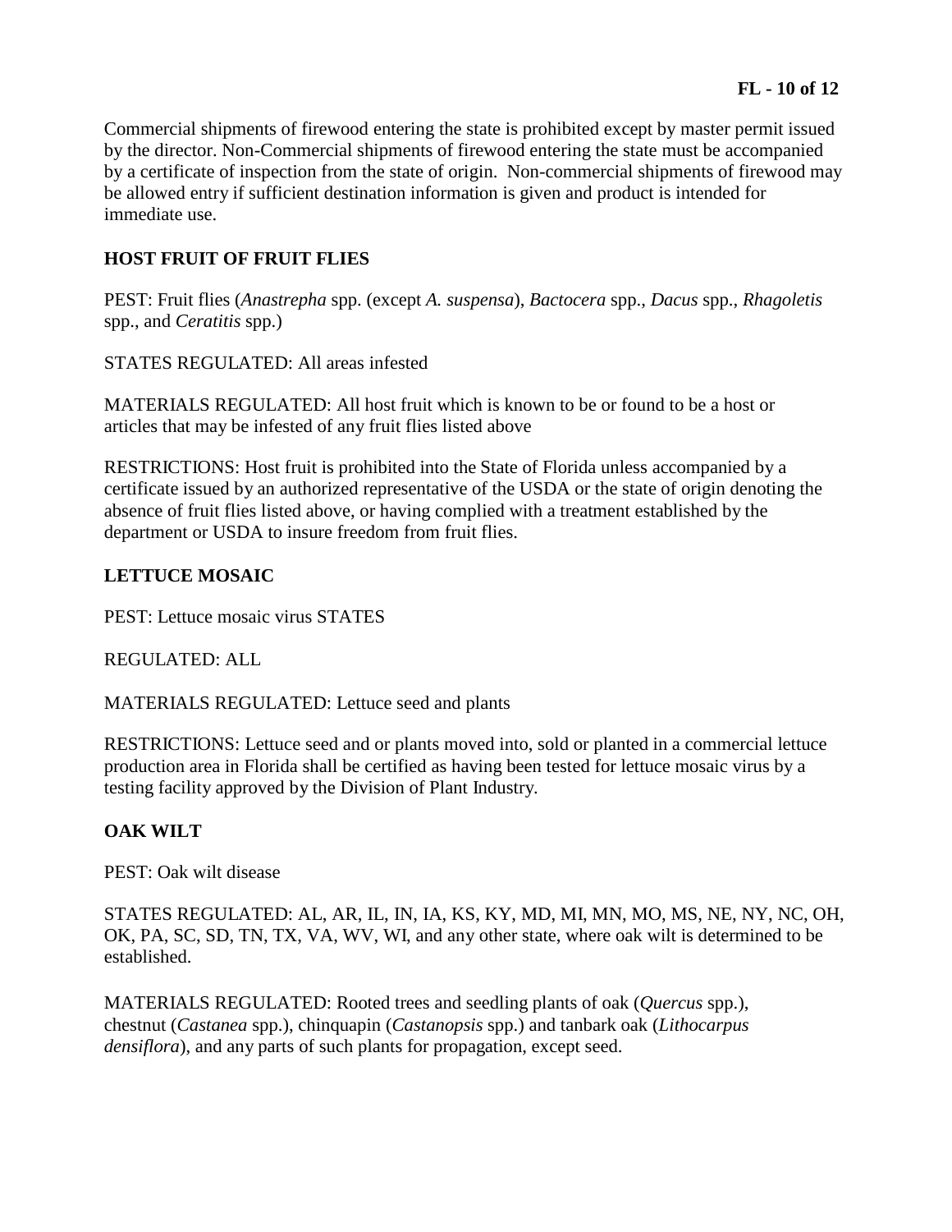Commercial shipments of firewood entering the state is prohibited except by master permit issued by the director. Non-Commercial shipments of firewood entering the state must be accompanied by a certificate of inspection from the state of origin. Non-commercial shipments of firewood may be allowed entry if sufficient destination information is given and product is intended for immediate use.

**HOST FRUIT OF FRUIT FLIES**

PEST: Fruit flies (*Anastrepha* spp. (except *A. suspensa*), *Bactocera* spp., *Dacus* spp., *Rhagoletis* spp., and *Ceratitis* spp.)

STATES REGULATED: All areas infested

MATERIALS REGULATED: All host fruit which is known to be or found to be a host or articles that may be infested of any fruit flies listed above

RESTRICTIONS: Host fruit is prohibited into the State of Florida unless accompanied by a certificate issued by an authorized representative of the USDA or the state of origin denoting the absence of fruit flies listed above, or having complied with a treatment established by the department or USDA to insure freedom from fruit flies.

**LETTUCE MOSAIC**

PEST: Lettuce mosaic virus STATES

REGULATED: ALL

MATERIALS REGULATED: Lettuce seed and plants

RESTRICTIONS: Lettuce seed and or plants moved into, sold or planted in a commercial lettuce production area in Florida shall be certified as having been tested for lettuce mosaic virus by a testing facility approved by the Division of Plant Industry.

**OAK WILT**

PEST: Oak wilt disease

STATES REGULATED: AL, AR, IL, IN, IA, KS, KY, MD, MI, MN, MO, MS, NE, NY, NC, OH, OK, PA, SC, SD, TN, TX, VA, WV, WI, and any other state, where oak wilt is determined to be established.

MATERIALS REGULATED: Rooted trees and seedling plants of oak (*Quercus* spp.), chestnut (*Castanea* spp.), chinquapin (*Castanopsis* spp.) and tanbark oak (*Lithocarpus densiflora*), and any parts of such plants for propagation, except seed.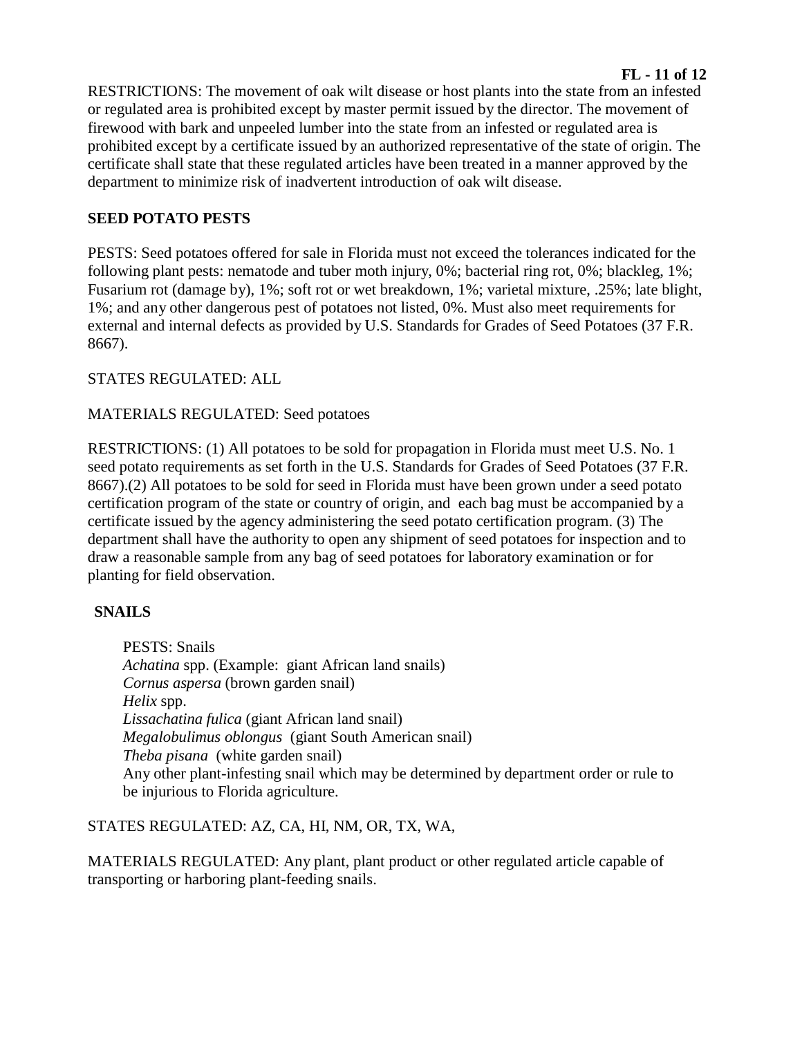RESTRICTIONS: The movement of oak wilt disease or host plants into the state from an infested or regulated area is prohibited except by master permit issued by the director. The movement of firewood with bark and unpeeled lumber into the state from an infested or regulated area is prohibited except by a certificate issued by an authorized representative of the state of origin. The certificate shall state that these regulated articles have been treated in a manner approved by the department to minimize risk of inadvertent introduction of oak wilt disease.

## SEED POTATO PESTS

PESTS: Seed potatoes offered for sale in Florida must not exceed the tolerances indicated for the following plant pests: nematode and tuber moth injury, 0%; bacterial ring rot, 0%; blackleg, 1%; Fusarium rot (damage by), 1%; soft rot or wet breakdown, 1%; varietal mixture, .25%; late blight, 1%; and any other dangerous pest of potatoes not listed, 0%. Must also meet requirements for external and internal defects as provided by U.S. Standards for Grades of Seed Potatoes (37 F.R. 8667).

STATES REGULATED: ALL

MATERIALS REGULATED: Seed potatoes

RESTRICTIONS: (1) All potatoes to be sold for propagation in Florida must meet U.S. No. 1 seed potato requirements as set forth in the U.S. Standards for Grades of Seed Potatoes (37 F.R. 8667).(2) All potatoes to be sold for seed in Florida must have been grown under a seed potato certification program of the state or country of origin, and each bag must be accompanied by a certificate issued by the agency administering the seed potato certification program. (3) The department shall have the authority to open any shipment of seed potatoes for inspection and to draw a reasonable sample from any bag of seed potatoes for laboratory examination or for planting for field observation.

## SNAILS

PESTS: Snails
*Achatina* spp. (Example: giant African land snails)
*Cornus aspersa* (brown garden snail)
*Helix* spp.
*Lissachatina fulica* (giant African land snail)
*Megalobulimus oblongus* (giant South American snail)
*Theba pisana* (white garden snail)
Any other plant-infesting snail which may be determined by department order or rule to be injurious to Florida agriculture.

STATES REGULATED: AZ, CA, HI, NM, OR, TX, WA,

MATERIALS REGULATED: Any plant, plant product or other regulated article capable of transporting or harboring plant-feeding snails.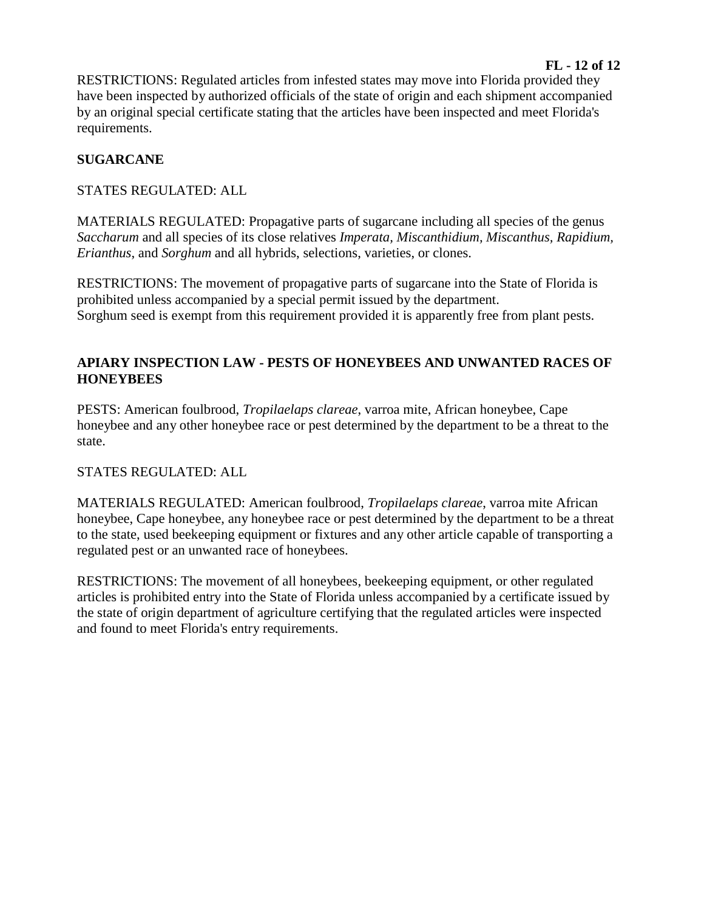RESTRICTIONS: Regulated articles from infested states may move into Florida provided they have been inspected by authorized officials of the state of origin and each shipment accompanied by an original special certificate stating that the articles have been inspected and meet Florida's requirements.

**SUGARCANE**

STATES REGULATED: ALL

MATERIALS REGULATED: Propagative parts of sugarcane including all species of the genus *Saccharum* and all species of its close relatives *Imperata*, *Miscanthidium, Miscanthus*, *Rapidium*, *Erianthus*, and *Sorghum* and all hybrids, selections, varieties, or clones.

RESTRICTIONS: The movement of propagative parts of sugarcane into the State of Florida is prohibited unless accompanied by a special permit issued by the department.
Sorghum seed is exempt from this requirement provided it is apparently free from plant pests.

**APIARY INSPECTION LAW - PESTS OF HONEYBEES AND UNWANTED RACES OF HONEYBEES**

PESTS: American foulbrood, *Tropilaelaps clareae*, varroa mite, African honeybee, Cape honeybee and any other honeybee race or pest determined by the department to be a threat to the state.

STATES REGULATED: ALL

MATERIALS REGULATED: American foulbrood, *Tropilaelaps clareae*, varroa mite African honeybee, Cape honeybee, any honeybee race or pest determined by the department to be a threat to the state, used beekeeping equipment or fixtures and any other article capable of transporting a regulated pest or an unwanted race of honeybees.

RESTRICTIONS: The movement of all honeybees, beekeeping equipment, or other regulated articles is prohibited entry into the State of Florida unless accompanied by a certificate issued by the state of origin department of agriculture certifying that the regulated articles were inspected and found to meet Florida's entry requirements.